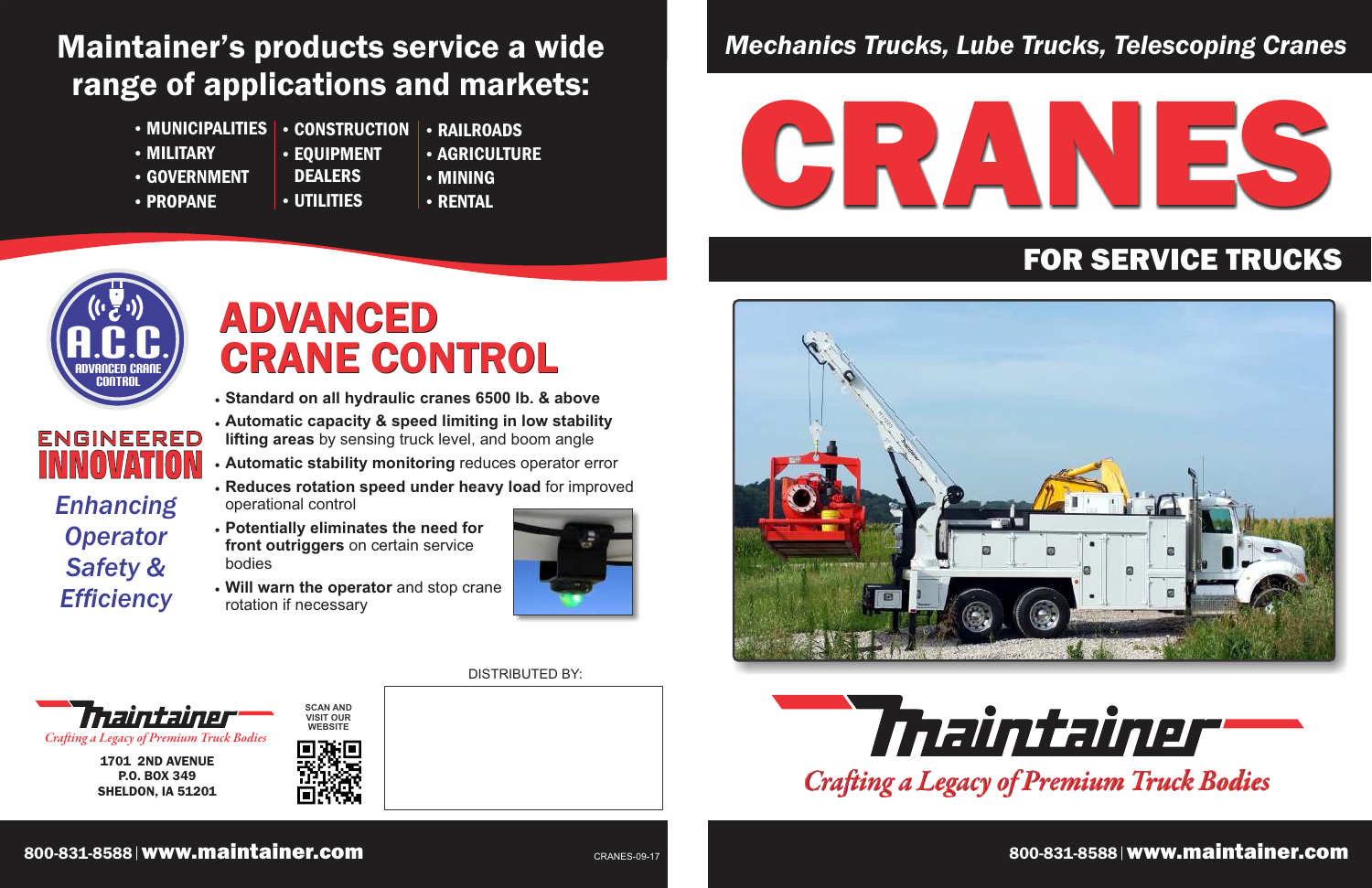# Maintainer's products service a wide range of applications and markets:

- MUNICIPALITIES
- MILITARY
- GOVERNMENT
- PROPANE
- CONSTRUCTION
- EQUIPMENT DEALERS
- UTILITIES
- RAILROADS
- AGRICULTURE
- MINING
- RENTAL

A.C.C. ADVANCED CRANE CONTROL

ENGINEERED INNOVATION

*Enhancing Operator Safety & Efficiency*

## ADVANCED CRANE CONTROL

- **Standard on all hydraulic cranes 6500 lb. & above**
- **Automatic capacity & speed limiting in low stability lifting areas** by sensing truck level, and boom angle
- **Automatic stability monitoring** reduces operator error
- **Reduces rotation speed under heavy load** for improved operational control
- **Potentially eliminates the need for front outriggers** on certain service bodies
- **Will warn the operator** and stop crane rotation if necessary

DISTRIBUTED BY:

Maintainer
*Crafting a Legacy of Premium Truck Bodies*

1701 2ND AVENUE
P.O. BOX 349
SHELDON, IA 51201

SCAN AND VISIT OUR WEBSITE

800-831-8558 | **www.maintainer.com**

CRANES-09-17

*Mechanics Trucks, Lube Trucks, Telescoping Cranes*

# CRANES

## FOR SERVICE TRUCKS

Maintainer
*Crafting a Legacy of Premium Truck Bodies*

800-831-8558 | **www.maintainer.com**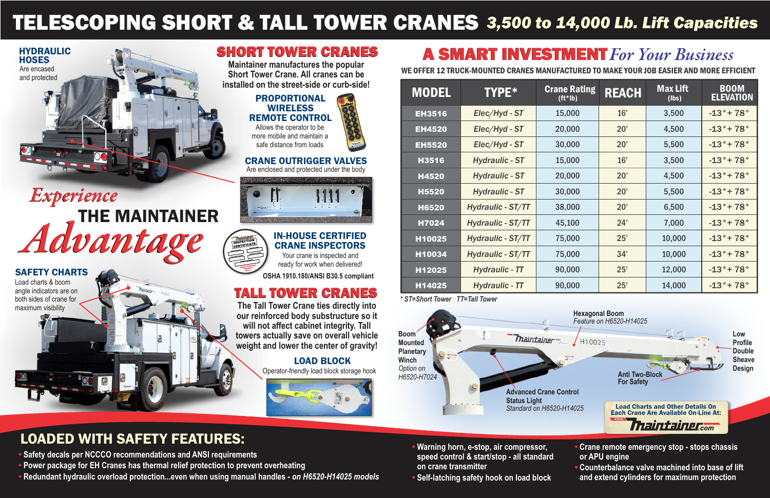# TELESCOPING SHORT & TALL TOWER CRANES *3,500 to 14,000 Lb. Lift Capacities*

**HYDRAULIC HOSES**
Are encased and protected

## SHORT TOWER CRANES

Maintainer manufactures the popular Short Tower Crane. All cranes can be installed on the street-side or curb-side!

**PROPORTIONAL WIRELESS REMOTE CONTROL**
Allows the operator to be more mobile and maintain a safe distance from loads

**CRANE OUTRIGGER VALVES**
Are enclosed and protected under the body

*Experience*
**THE MAINTAINER**
*Advantage*

**IN-HOUSE CERTIFIED CRANE INSPECTORS**
Your crane is inspected and ready for work when delivered!
**OSHA 1910.180/ANSI B30.5 compliant**

**SAFETY CHARTS**
Load charts & boom angle indicators are on both sides of crane for maximum visibility

## TALL TOWER CRANES

The Tall Tower Crane ties directly into our reinforced body substructure so it will not affect cabinet integrity. Tall towers actually save on overall vehicle weight and lower the center of gravity!

**LOAD BLOCK**
Operator-friendly load block storage hook

## A SMART INVESTMENT *For Your Business*

**WE OFFER 12 TRUCK-MOUNTED CRANES MANUFACTURED TO MAKE YOUR JOB EASIER AND MORE EFFICIENT**

| MODEL | TYPE* | Crane Rating (ft*lb) | REACH | Max Lift (lbs) | BOOM ELEVATION |
|---|---|---|---|---|---|
| EH3516 | Elec/Hyd - ST | 15,000 | 16' | 3,500 | -13°+ 78° |
| EH4520 | Elec/Hyd - ST | 20,000 | 20' | 4,500 | -13°+ 78° |
| EH5520 | Elec/Hyd - ST | 30,000 | 20' | 5,500 | -13°+ 78° |
| H3516 | Hydraulic - ST | 15,000 | 16' | 3,500 | -13°+ 78° |
| H4520 | Hydraulic - ST | 20,000 | 20' | 4,500 | -13°+ 78° |
| H5520 | Hydraulic - ST | 30,000 | 20' | 5,500 | -13°+ 78° |
| H6520 | Hydraulic - ST/TT | 38,000 | 20' | 6,500 | -13°+ 78° |
| H7024 | Hydraulic - ST/TT | 45,100 | 24' | 7,000 | -13°+ 78° |
| H10025 | Hydraulic - ST/TT | 75,000 | 25' | 10,000 | -13°+ 78° |
| H10034 | Hydraulic - ST/TT | 75,000 | 34' | 10,000 | -13°+ 78° |
| H12025 | Hydraulic - TT | 90,000 | 25' | 12,000 | -13°+ 78° |
| H14025 | Hydraulic - TT | 90,000 | 25' | 14,000 | -13°+ 78° |

*\* ST=Short Tower TT=Tall Tower*

**Hexagonal Boom**
*Feature on H6520-H14025*

**Boom Mounted Planetary Winch**
*Option on H6520-H7024*

**Low Profile Double Sheave Design**

**Anti Two-Block For Safety**

**Advanced Crane Control Status Light**
*Standard on H6520-H14025*

**Load Charts and Other Details On Each Crane Are Available On-Line At:**
www.Maintainer.com

## LOADED WITH SAFETY FEATURES:

- Safety decals per NCCCO recommendations and ANSI requirements
- Power package for EH Cranes has thermal relief protection to prevent overheating
- Redundant hydraulic overload protection...even when using manual handles - *on H6520-H14025 models*
- Warning horn, e-stop, air compressor, speed control & start/stop - all standard on crane transmitter
- Self-latching safety hook on load block
- Crane remote emergency stop - stops chassis or APU engine
- Counterbalance valve machined into base of lift and extend cylinders for maximum protection